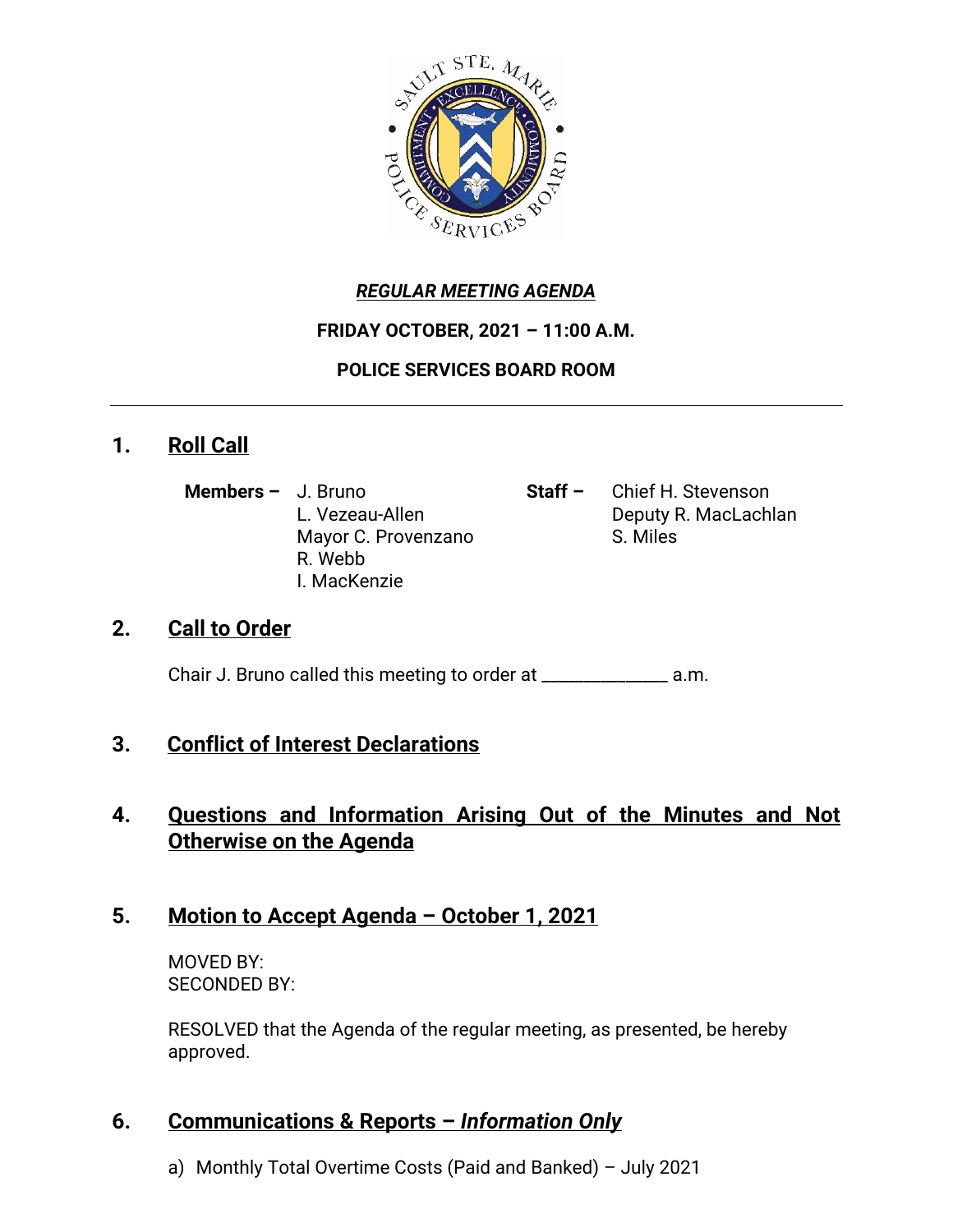***REGULAR MEETING AGENDA***

**FRIDAY OCTOBER, 2021 – 11:00 A.M.**

**POLICE SERVICES BOARD ROOM**

---

## 1. Roll Call

**Members –** J. Bruno
L. Vezeau-Allen
Mayor C. Provenzano
R. Webb
I. MacKenzie

**Staff –** Chief H. Stevenson
Deputy R. MacLachlan
S. Miles

## 2. Call to Order

Chair J. Bruno called this meeting to order at _____________ a.m.

## 3. Conflict of Interest Declarations

## 4. Questions and Information Arising Out of the Minutes and Not Otherwise on the Agenda

## 5. Motion to Accept Agenda – October 1, 2021

MOVED BY:
SECONDED BY:

RESOLVED that the Agenda of the regular meeting, as presented, be hereby approved.

## 6. Communications & Reports – *Information Only*

a) Monthly Total Overtime Costs (Paid and Banked) – July 2021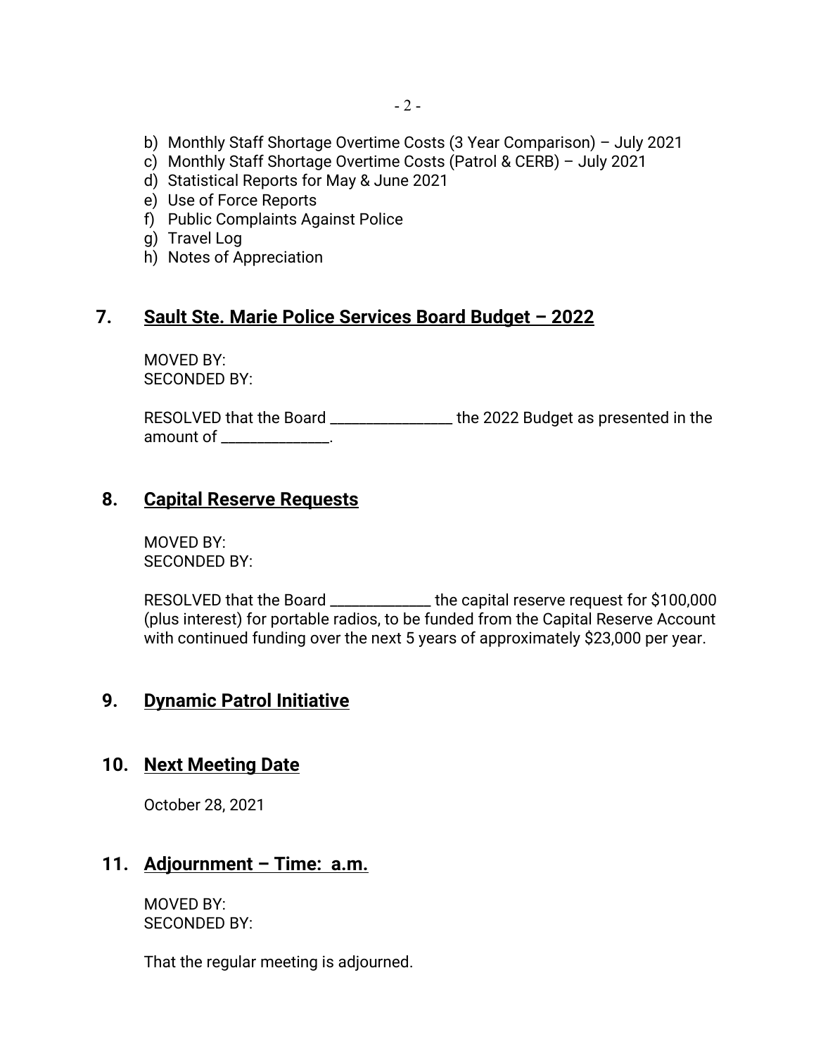b) Monthly Staff Shortage Overtime Costs (3 Year Comparison) – July 2021
c) Monthly Staff Shortage Overtime Costs (Patrol & CERB) – July 2021
d) Statistical Reports for May & June 2021
e) Use of Force Reports
f) Public Complaints Against Police
g) Travel Log
h) Notes of Appreciation

## 7. Sault Ste. Marie Police Services Board Budget – 2022

MOVED BY:
SECONDED BY:

RESOLVED that the Board _________________ the 2022 Budget as presented in the amount of _______________.

## 8. Capital Reserve Requests

MOVED BY:
SECONDED BY:

RESOLVED that the Board ______________ the capital reserve request for $100,000 (plus interest) for portable radios, to be funded from the Capital Reserve Account with continued funding over the next 5 years of approximately $23,000 per year.

## 9. Dynamic Patrol Initiative

## 10. Next Meeting Date

October 28, 2021

## 11. Adjournment – Time: a.m.

MOVED BY:
SECONDED BY:

That the regular meeting is adjourned.